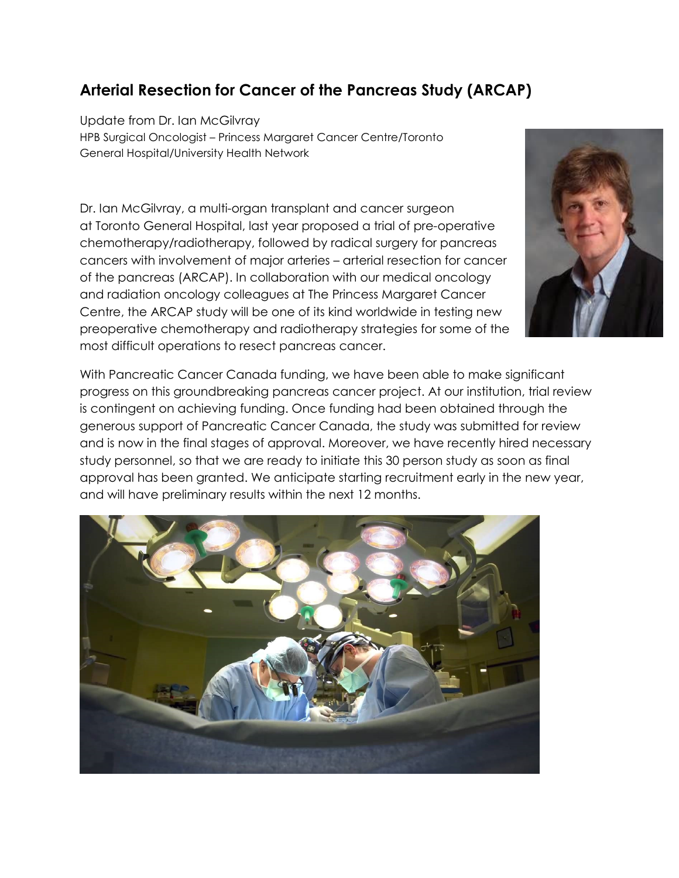# Arterial Resection for Cancer of the Pancreas Study (ARCAP)

Update from Dr. Ian McGilvray
HPB Surgical Oncologist – Princess Margaret Cancer Centre/Toronto General Hospital/University Health Network

Dr. Ian McGilvray, a multi-organ transplant and cancer surgeon at Toronto General Hospital, last year proposed a trial of pre-operative chemotherapy/radiotherapy, followed by radical surgery for pancreas cancers with involvement of major arteries – arterial resection for cancer of the pancreas (ARCAP). In collaboration with our medical oncology and radiation oncology colleagues at The Princess Margaret Cancer Centre, the ARCAP study will be one of its kind worldwide in testing new preoperative chemotherapy and radiotherapy strategies for some of the most difficult operations to resect pancreas cancer.

With Pancreatic Cancer Canada funding, we have been able to make significant progress on this groundbreaking pancreas cancer project. At our institution, trial review is contingent on achieving funding. Once funding had been obtained through the generous support of Pancreatic Cancer Canada, the study was submitted for review and is now in the final stages of approval. Moreover, we have recently hired necessary study personnel, so that we are ready to initiate this 30 person study as soon as final approval has been granted. We anticipate starting recruitment early in the new year, and will have preliminary results within the next 12 months.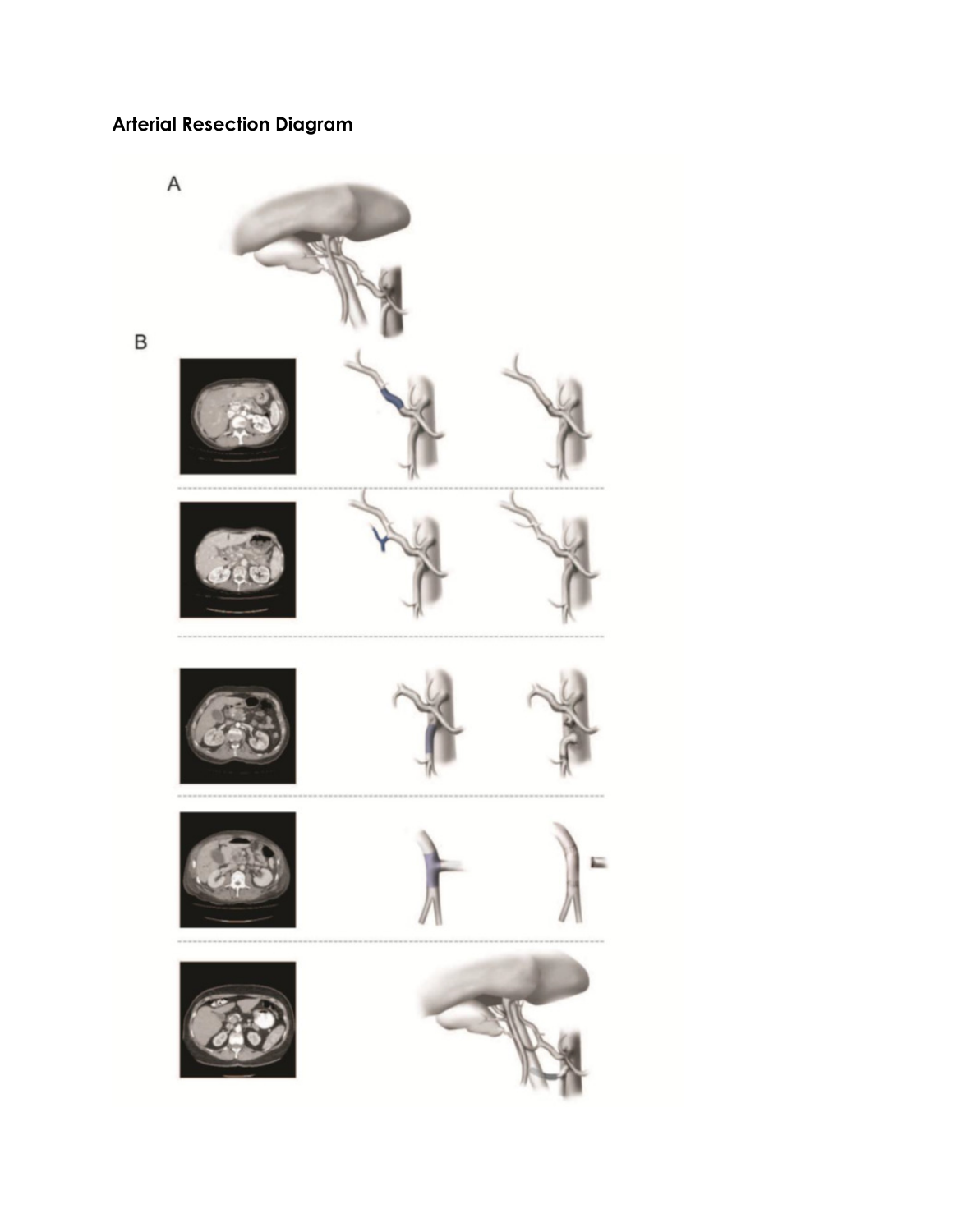**Arterial Resection Diagram**

A

B